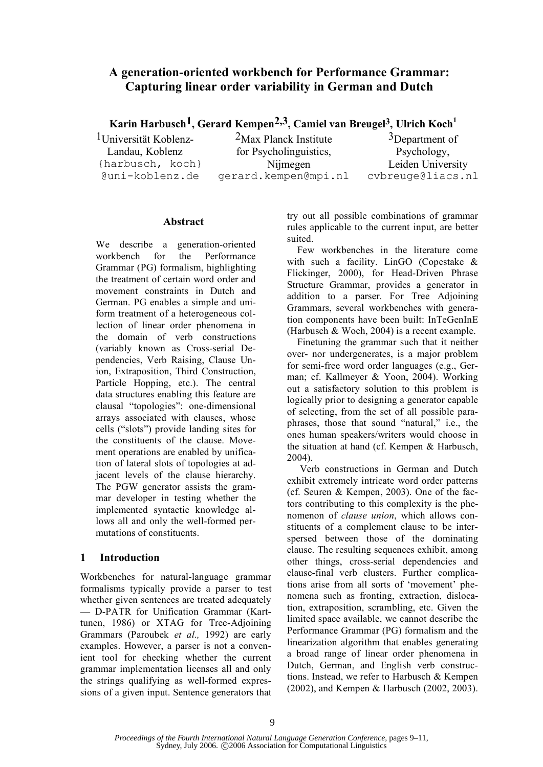# A generation-oriented workbench for Performance Grammar: Capturing linear order variability in German and Dutch

**Karin Harbusch[1], Gerard Kempen[2,3], Camiel van Breugel[3], Ulrich Koch[1]**

[1]Universität Koblenz-Landau, Koblenz
{harbusch, koch}@uni-koblenz.de

[2]Max Planck Institute for Psycholinguistics, Nijmegen
gerard.kempen@mpi.nl

[3]Department of Psychology, Leiden University
cvbreuge@liacs.nl

## Abstract

We describe a generation-oriented workbench for the Performance Grammar (PG) formalism, highlighting the treatment of certain word order and movement constraints in Dutch and German. PG enables a simple and uniform treatment of a heterogeneous collection of linear order phenomena in the domain of verb constructions (variably known as Cross-serial Dependencies, Verb Raising, Clause Union, Extraposition, Third Construction, Particle Hopping, etc.). The central data structures enabling this feature are clausal "topologies": one-dimensional arrays associated with clauses, whose cells ("slots") provide landing sites for the constituents of the clause. Movement operations are enabled by unification of lateral slots of topologies at adjacent levels of the clause hierarchy. The PGW generator assists the grammar developer in testing whether the implemented syntactic knowledge allows all and only the well-formed permutations of constituents.

## 1 Introduction

Workbenches for natural-language grammar formalisms typically provide a parser to test whether given sentences are treated adequately — D-PATR for Unification Grammar (Karttunen, 1986) or XTAG for Tree-Adjoining Grammars (Paroubek *et al.,* 1992) are early examples. However, a parser is not a convenient tool for checking whether the current grammar implementation licenses all and only the strings qualifying as well-formed expressions of a given input. Sentence generators that try out all possible combinations of grammar rules applicable to the current input, are better suited.

Few workbenches in the literature come with such a facility. LinGO (Copestake & Flickinger, 2000), for Head-Driven Phrase Structure Grammar, provides a generator in addition to a parser. For Tree Adjoining Grammars, several workbenches with generation components have been built: InTeGenInE (Harbusch & Woch, 2004) is a recent example.

Finetuning the grammar such that it neither over- nor undergenerates, is a major problem for semi-free word order languages (e.g., German; cf. Kallmeyer & Yoon, 2004). Working out a satisfactory solution to this problem is logically prior to designing a generator capable of selecting, from the set of all possible paraphrases, those that sound "natural," i.e., the ones human speakers/writers would choose in the situation at hand (cf. Kempen & Harbusch, 2004).

Verb constructions in German and Dutch exhibit extremely intricate word order patterns (cf. Seuren & Kempen, 2003). One of the factors contributing to this complexity is the phenomenon of *clause union*, which allows constituents of a complement clause to be interspersed between those of the dominating clause. The resulting sequences exhibit, among other things, cross-serial dependencies and clause-final verb clusters. Further complications arise from all sorts of 'movement' phenomena such as fronting, extraction, dislocation, extraposition, scrambling, etc. Given the limited space available, we cannot describe the Performance Grammar (PG) formalism and the linearization algorithm that enables generating a broad range of linear order phenomena in Dutch, German, and English verb constructions. Instead, we refer to Harbusch & Kempen (2002), and Kempen & Harbusch (2002, 2003).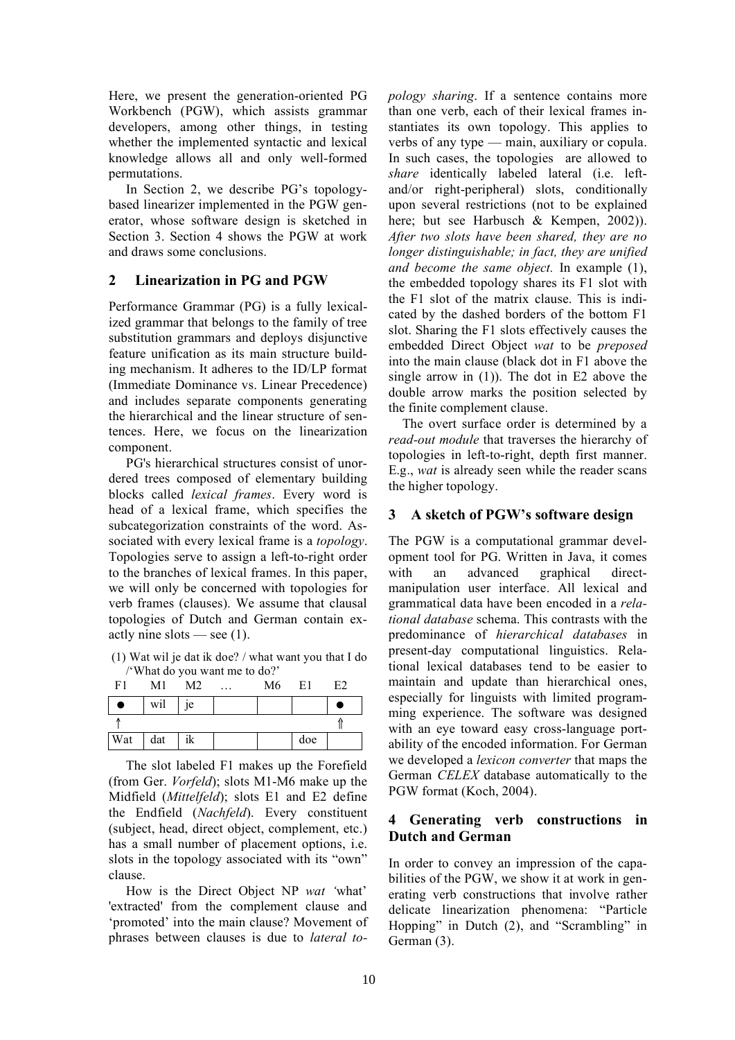Here, we present the generation-oriented PG Workbench (PGW), which assists grammar developers, among other things, in testing whether the implemented syntactic and lexical knowledge allows all and only well-formed permutations.

In Section 2, we describe PG's topology-based linearizer implemented in the PGW generator, whose software design is sketched in Section 3. Section 4 shows the PGW at work and draws some conclusions.

## 2 Linearization in PG and PGW

Performance Grammar (PG) is a fully lexicalized grammar that belongs to the family of tree substitution grammars and deploys disjunctive feature unification as its main structure building mechanism. It adheres to the ID/LP format (Immediate Dominance vs. Linear Precedence) and includes separate components generating the hierarchical and the linear structure of sentences. Here, we focus on the linearization component.

PG's hierarchical structures consist of unordered trees composed of elementary building blocks called *lexical frames*. Every word is head of a lexical frame, which specifies the subcategorization constraints of the word. Associated with every lexical frame is a *topology*. Topologies serve to assign a left-to-right order to the branches of lexical frames. In this paper, we will only be concerned with topologies for verb frames (clauses). We assume that clausal topologies of Dutch and German contain exactly nine slots — see (1).

(1) Wat wil je dat ik doe? / what want you that I do /'What do you want me to do?'

| F1 | M1 | M2 | … | M6 | E1 | E2 |
|---|---|---|---|---|---|---|
| ● | wil | je | | | | ● |
| ↑ | | | | | | ⇑ |
| Wat | dat | ik | | | doe | |

The slot labeled F1 makes up the Forefield (from Ger. *Vorfeld*); slots M1-M6 make up the Midfield (*Mittelfeld*); slots E1 and E2 define the Endfield (*Nachfeld*). Every constituent (subject, head, direct object, complement, etc.) has a small number of placement options, i.e. slots in the topology associated with its "own" clause.

How is the Direct Object NP *wat* 'what' 'extracted' from the complement clause and 'promoted' into the main clause? Movement of phrases between clauses is due to *lateral topology sharing*. If a sentence contains more than one verb, each of their lexical frames instantiates its own topology. This applies to verbs of any type — main, auxiliary or copula. In such cases, the topologies are allowed to *share* identically labeled lateral (i.e. left- and/or right-peripheral) slots, conditionally upon several restrictions (not to be explained here; but see Harbusch & Kempen, 2002)). *After two slots have been shared, they are no longer distinguishable; in fact, they are unified and become the same object.* In example (1), the embedded topology shares its F1 slot with the F1 slot of the matrix clause. This is indicated by the dashed borders of the bottom F1 slot. Sharing the F1 slots effectively causes the embedded Direct Object *wat* to be *preposed* into the main clause (black dot in F1 above the single arrow in (1)). The dot in E2 above the double arrow marks the position selected by the finite complement clause.

The overt surface order is determined by a *read-out module* that traverses the hierarchy of topologies in left-to-right, depth first manner. E.g., *wat* is already seen while the reader scans the higher topology.

## 3 A sketch of PGW's software design

The PGW is a computational grammar development tool for PG. Written in Java, it comes with an advanced graphical direct-manipulation user interface. All lexical and grammatical data have been encoded in a *relational database* schema. This contrasts with the predominance of *hierarchical databases* in present-day computational linguistics. Relational lexical databases tend to be easier to maintain and update than hierarchical ones, especially for linguists with limited programming experience. The software was designed with an eye toward easy cross-language portability of the encoded information. For German we developed a *lexicon converter* that maps the German *CELEX* database automatically to the PGW format (Koch, 2004).

## 4 Generating verb constructions in Dutch and German

In order to convey an impression of the capabilities of the PGW, we show it at work in generating verb constructions that involve rather delicate linearization phenomena: "Particle Hopping" in Dutch (2), and "Scrambling" in German (3).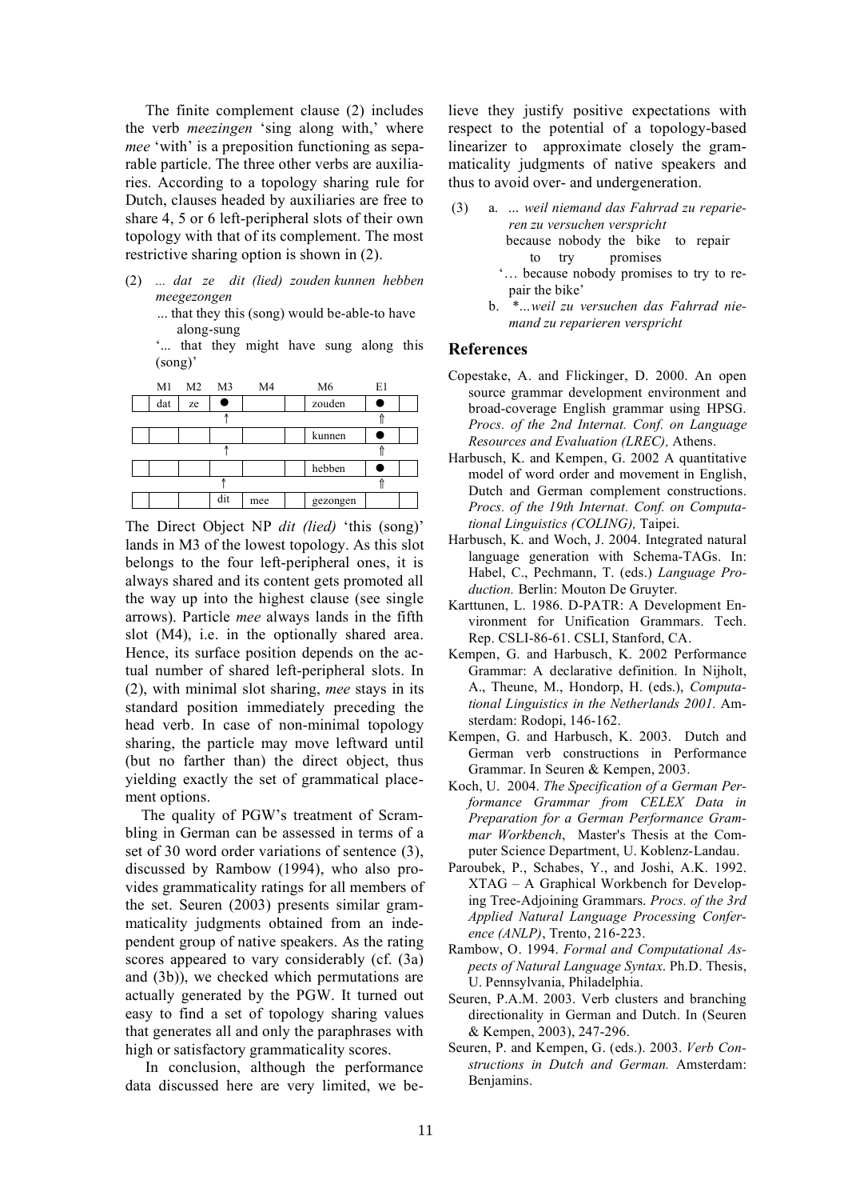The finite complement clause (2) includes the verb *meezingen* 'sing along with,' where *mee* 'with' is a preposition functioning as separable particle. The three other verbs are auxiliaries. According to a topology sharing rule for Dutch, clauses headed by auxiliaries are free to share 4, 5 or 6 left-peripheral slots of their own topology with that of its complement. The most restrictive sharing option is shown in (2).

(2) *... dat ze dit (lied) zouden kunnen hebben meegezongen*
... that they this (song) would be-able-to have along-sung
'... that they might have sung along this (song)'

| | M1 | M2 | M3 | M4 | | M6 | E1 | |
|---|---|---|---|---|---|---|---|---|
| | dat | ze | ● | | | zouden | ● | |
| | | | ↑ | | | | ⇑ | |
| | | | | | | kunnen | ● | |
| | | | ↑ | | | | ⇑ | |
| | | | | | | hebben | ● | |
| | | | ↑ | | | | ⇑ | |
| | | | dit | mee | | gezongen | | |

The Direct Object NP *dit (lied)* 'this (song)' lands in M3 of the lowest topology. As this slot belongs to the four left-peripheral ones, it is always shared and its content gets promoted all the way up into the highest clause (see single arrows). Particle *mee* always lands in the fifth slot (M4), i.e. in the optionally shared area. Hence, its surface position depends on the actual number of shared left-peripheral slots. In (2), with minimal slot sharing, *mee* stays in its standard position immediately preceding the head verb. In case of non-minimal topology sharing, the particle may move leftward until (but no farther than) the direct object, thus yielding exactly the set of grammatical placement options.

The quality of PGW's treatment of Scrambling in German can be assessed in terms of a set of 30 word order variations of sentence (3), discussed by Rambow (1994), who also provides grammaticality ratings for all members of the set. Seuren (2003) presents similar grammaticality judgments obtained from an independent group of native speakers. As the rating scores appeared to vary considerably (cf. (3a) and (3b)), we checked which permutations are actually generated by the PGW. It turned out easy to find a set of topology sharing values that generates all and only the paraphrases with high or satisfactory grammaticality scores.

In conclusion, although the performance data discussed here are very limited, we believe they justify positive expectations with respect to the potential of a topology-based linearizer to approximate closely the grammaticality judgments of native speakers and thus to avoid over- and undergeneration.

(3) a. *... weil niemand das Fahrrad zu reparieren zu versuchen verspricht*
because nobody the bike to repair to try promises
'… because nobody promises to try to repair the bike'
b. *\*...weil zu versuchen das Fahrrad niemand zu reparieren verspricht*

## References

Copestake, A. and Flickinger, D. 2000. An open source grammar development environment and broad-coverage English grammar using HPSG. *Procs. of the 2nd Internat. Conf. on Language Resources and Evaluation (LREC),* Athens.

Harbusch, K. and Kempen, G. 2002 A quantitative model of word order and movement in English, Dutch and German complement constructions. *Procs. of the 19th Internat. Conf. on Computational Linguistics (COLING),* Taipei.

Harbusch, K. and Woch, J. 2004. Integrated natural language generation with Schema-TAGs. In: Habel, C., Pechmann, T. (eds.) *Language Production.* Berlin: Mouton De Gruyter.

Karttunen, L. 1986. D-PATR: A Development Environment for Unification Grammars. Tech. Rep. CSLI-86-61. CSLI, Stanford, CA.

Kempen, G. and Harbusch, K. 2002 Performance Grammar: A declarative definition. In Nijholt, A., Theune, M., Hondorp, H. (eds.), *Computational Linguistics in the Netherlands 2001.* Amsterdam: Rodopi, 146-162.

Kempen, G. and Harbusch, K. 2003. Dutch and German verb constructions in Performance Grammar. In Seuren & Kempen, 2003.

Koch, U. 2004. *The Specification of a German Performance Grammar from CELEX Data in Preparation for a German Performance Grammar Workbench*, Master's Thesis at the Computer Science Department, U. Koblenz-Landau.

Paroubek, P., Schabes, Y., and Joshi, A.K. 1992. XTAG – A Graphical Workbench for Developing Tree-Adjoining Grammars. *Procs. of the 3rd Applied Natural Language Processing Conference (ANLP)*, Trento, 216-223.

Rambow, O. 1994. *Formal and Computational Aspects of Natural Language Syntax*. Ph.D. Thesis, U. Pennsylvania, Philadelphia.

Seuren, P.A.M. 2003. Verb clusters and branching directionality in German and Dutch. In (Seuren & Kempen, 2003), 247-296.

Seuren, P. and Kempen, G. (eds.). 2003. *Verb Constructions in Dutch and German.* Amsterdam: Benjamins.